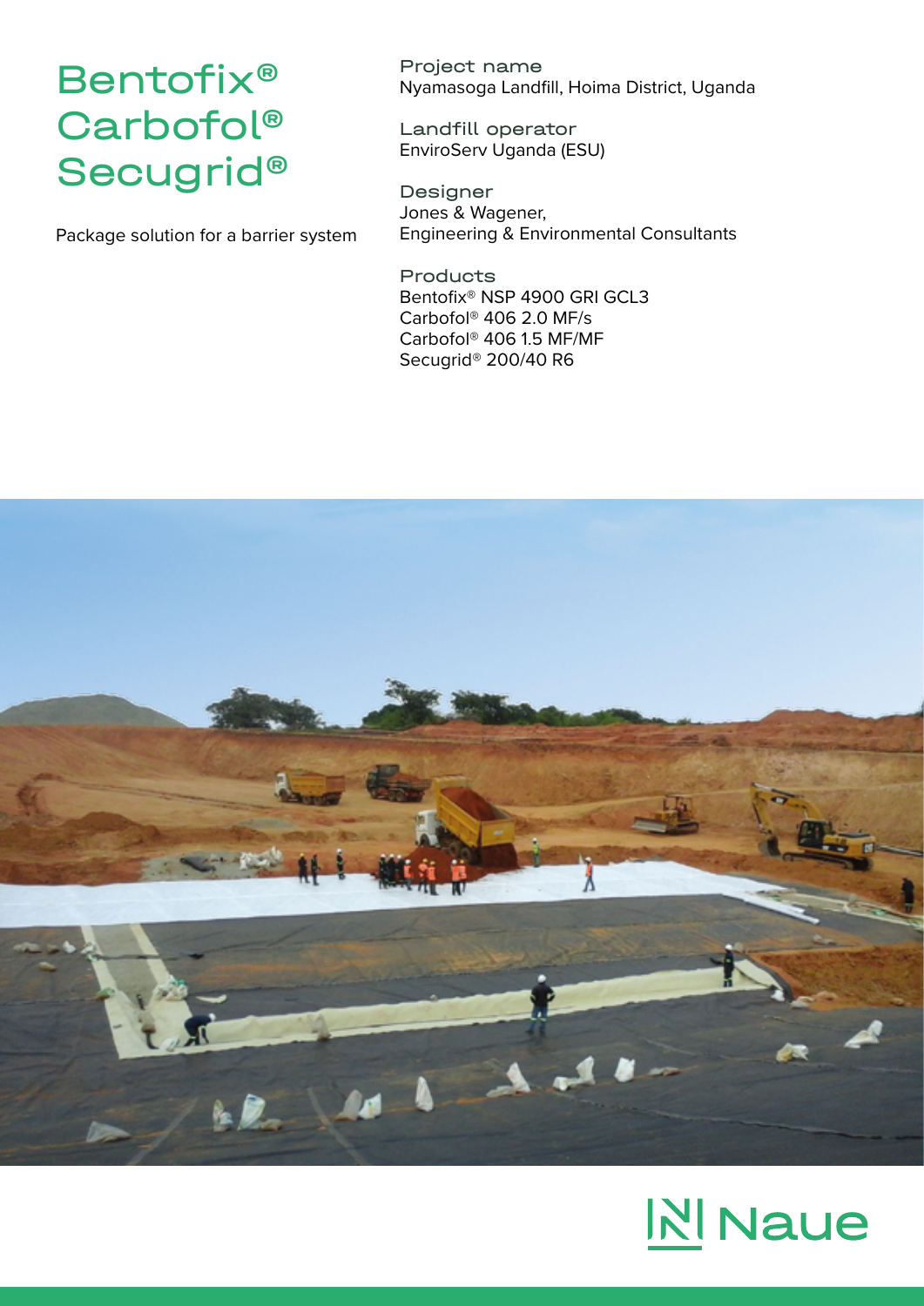# Bentofix® Carbofol® Secugrid®

Package solution for a barrier system

**Project name**
Nyamasoga Landfill, Hoima District, Uganda

**Landfill operator**
EnviroServ Uganda (ESU)

**Designer**
Jones & Wagener,
Engineering & Environmental Consultants

**Products**
Bentofix® NSP 4900 GRI GCL3
Carbofol® 406 2.0 MF/s
Carbofol® 406 1.5 MF/MF
Secugrid® 200/40 R6

Naue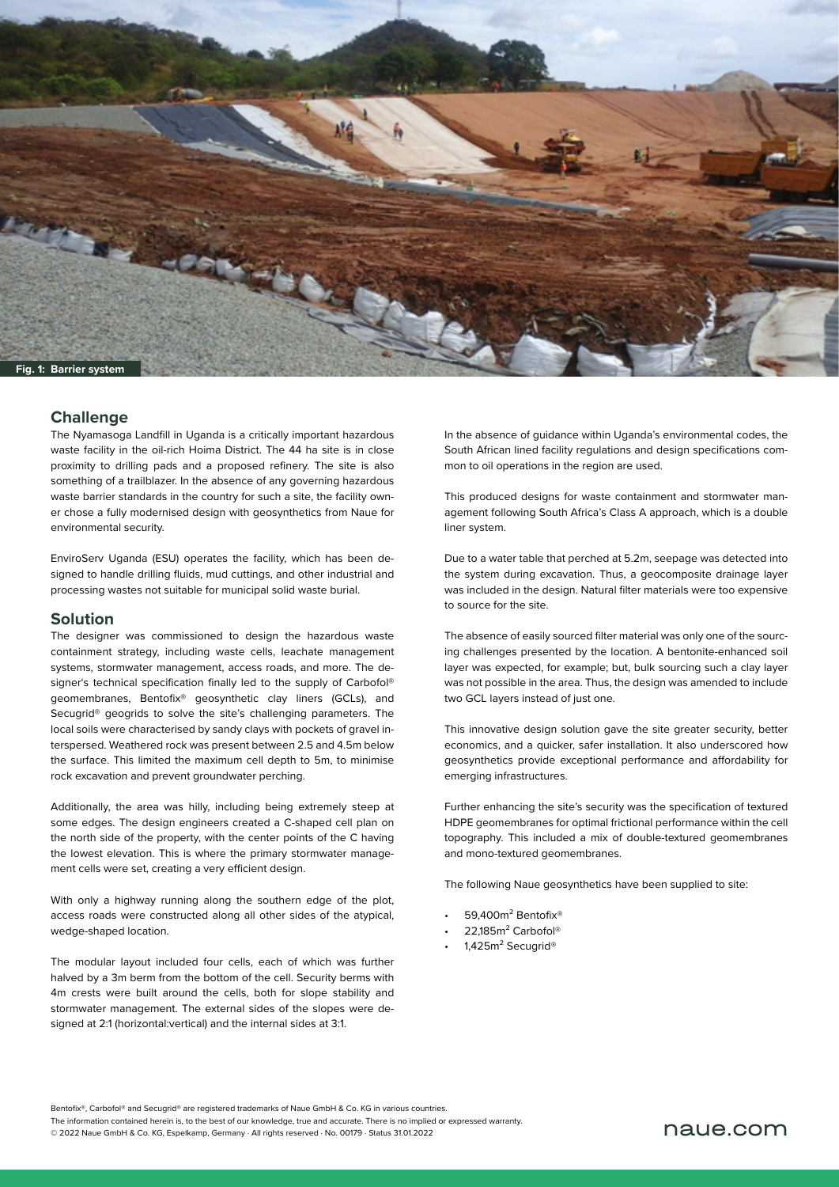Fig. 1: Barrier system

## Challenge

The Nyamasoga Landfill in Uganda is a critically important hazardous waste facility in the oil-rich Hoima District. The 44 ha site is in close proximity to drilling pads and a proposed refinery. The site is also something of a trailblazer. In the absence of any governing hazardous waste barrier standards in the country for such a site, the facility owner chose a fully modernised design with geosynthetics from Naue for environmental security.

EnviroServ Uganda (ESU) operates the facility, which has been designed to handle drilling fluids, mud cuttings, and other industrial and processing wastes not suitable for municipal solid waste burial.

## Solution

The designer was commissioned to design the hazardous waste containment strategy, including waste cells, leachate management systems, stormwater management, access roads, and more. The designer's technical specification finally led to the supply of Carbofol® geomembranes, Bentofix® geosynthetic clay liners (GCLs), and Secugrid® geogrids to solve the site's challenging parameters. The local soils were characterised by sandy clays with pockets of gravel interspersed. Weathered rock was present between 2.5 and 4.5m below the surface. This limited the maximum cell depth to 5m, to minimise rock excavation and prevent groundwater perching.

Additionally, the area was hilly, including being extremely steep at some edges. The design engineers created a C-shaped cell plan on the north side of the property, with the center points of the C having the lowest elevation. This is where the primary stormwater management cells were set, creating a very efficient design.

With only a highway running along the southern edge of the plot, access roads were constructed along all other sides of the atypical, wedge-shaped location.

The modular layout included four cells, each of which was further halved by a 3m berm from the bottom of the cell. Security berms with 4m crests were built around the cells, both for slope stability and stormwater management. The external sides of the slopes were designed at 2:1 (horizontal:vertical) and the internal sides at 3:1.

In the absence of guidance within Uganda's environmental codes, the South African lined facility regulations and design specifications common to oil operations in the region are used.

This produced designs for waste containment and stormwater management following South Africa's Class A approach, which is a double liner system.

Due to a water table that perched at 5.2m, seepage was detected into the system during excavation. Thus, a geocomposite drainage layer was included in the design. Natural filter materials were too expensive to source for the site.

The absence of easily sourced filter material was only one of the sourcing challenges presented by the location. A bentonite-enhanced soil layer was expected, for example; but, bulk sourcing such a clay layer was not possible in the area. Thus, the design was amended to include two GCL layers instead of just one.

This innovative design solution gave the site greater security, better economics, and a quicker, safer installation. It also underscored how geosynthetics provide exceptional performance and affordability for emerging infrastructures.

Further enhancing the site's security was the specification of textured HDPE geomembranes for optimal frictional performance within the cell topography. This included a mix of double-textured geomembranes and mono-textured geomembranes.

The following Naue geosynthetics have been supplied to site:

- 59,400m$^2$ Bentofix®
- 22,185m$^2$ Carbofol®
- 1,425m$^2$ Secugrid®

Bentofix®, Carbofol® and Secugrid® are registered trademarks of Naue GmbH & Co. KG in various countries.
The information contained herein is, to the best of our knowledge, true and accurate. There is no implied or expressed warranty.
© 2022 Naue GmbH & Co. KG, Espelkamp, Germany · All rights reserved · No. 00179 · Status 31.01.2022

naue.com